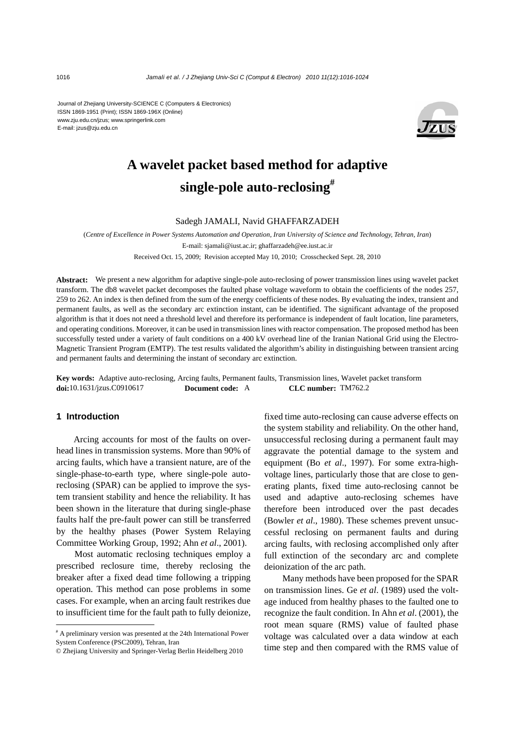Journal of Zhejiang University-SCIENCE C (Computers & Electronics)
ISSN 1869-1951 (Print); ISSN 1869-196X (Online)
www.zju.edu.cn/jzus; www.springerlink.com
E-mail: jzus@zju.edu.cn

# A wavelet packet based method for adaptive single-pole auto-reclosing[#]

Sadegh JAMALI, Navid GHAFFARZADEH

(*Centre of Excellence in Power Systems Automation and Operation, Iran University of Science and Technology, Tehran, Iran*)

E-mail: sjamali@iust.ac.ir; ghaffarzadeh@ee.iust.ac.ir

Received Oct. 15, 2009; Revision accepted May 10, 2010; Crosschecked Sept. 28, 2010

**Abstract:** We present a new algorithm for adaptive single-pole auto-reclosing of power transmission lines using wavelet packet transform. The db8 wavelet packet decomposes the faulted phase voltage waveform to obtain the coefficients of the nodes 257, 259 to 262. An index is then defined from the sum of the energy coefficients of these nodes. By evaluating the index, transient and permanent faults, as well as the secondary arc extinction instant, can be identified. The significant advantage of the proposed algorithm is that it does not need a threshold level and therefore its performance is independent of fault location, line parameters, and operating conditions. Moreover, it can be used in transmission lines with reactor compensation. The proposed method has been successfully tested under a variety of fault conditions on a 400 kV overhead line of the Iranian National Grid using the Electro-Magnetic Transient Program (EMTP). The test results validated the algorithm's ability in distinguishing between transient arcing and permanent faults and determining the instant of secondary arc extinction.

**Key words:** Adaptive auto-reclosing, Arcing faults, Permanent faults, Transmission lines, Wavelet packet transform
**doi:**10.1631/jzus.C0910617 **Document code:** A **CLC number:** TM762.2

## 1 Introduction

Arcing accounts for most of the faults on overhead lines in transmission systems. More than 90% of arcing faults, which have a transient nature, are of the single-phase-to-earth type, where single-pole auto-reclosing (SPAR) can be applied to improve the system transient stability and hence the reliability. It has been shown in the literature that during single-phase faults half the pre-fault power can still be transferred by the healthy phases (Power System Relaying Committee Working Group, 1992; Ahn *et al*., 2001).

Most automatic reclosing techniques employ a prescribed reclosure time, thereby reclosing the breaker after a fixed dead time following a tripping operation. This method can pose problems in some cases. For example, when an arcing fault restrikes due to insufficient time for the fault path to fully deionize, fixed time auto-reclosing can cause adverse effects on the system stability and reliability. On the other hand, unsuccessful reclosing during a permanent fault may aggravate the potential damage to the system and equipment (Bo *et al*., 1997). For some extra-high-voltage lines, particularly those that are close to generating plants, fixed time auto-reclosing cannot be used and adaptive auto-reclosing schemes have therefore been introduced over the past decades (Bowler *et al*., 1980). These schemes prevent unsuccessful reclosing on permanent faults and during arcing faults, with reclosing accomplished only after full extinction of the secondary arc and complete deionization of the arc path.

Many methods have been proposed for the SPAR on transmission lines. Ge *et al*. (1989) used the voltage induced from healthy phases to the faulted one to recognize the fault condition. In Ahn *et al*. (2001), the root mean square (RMS) value of faulted phase voltage was calculated over a data window at each time step and then compared with the RMS value of

[#] A preliminary version was presented at the 24th International Power System Conference (PSC2009), Tehran, Iran

© Zhejiang University and Springer-Verlag Berlin Heidelberg 2010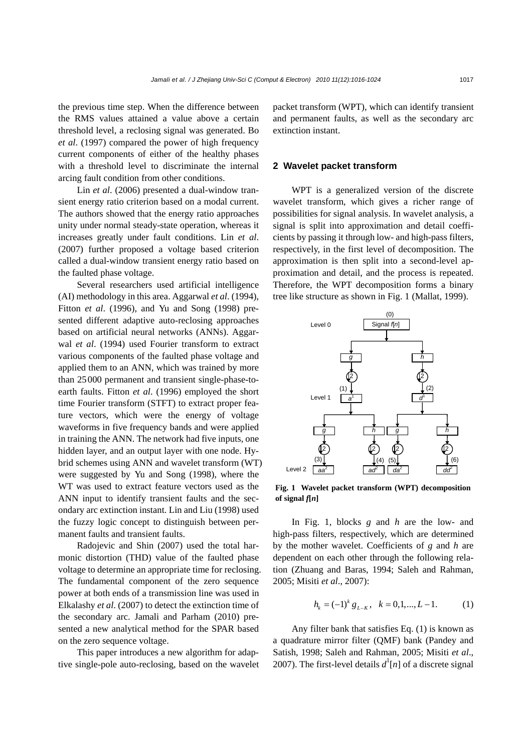the previous time step. When the difference between the RMS values attained a value above a certain threshold level, a reclosing signal was generated. Bo *et al*. (1997) compared the power of high frequency current components of either of the healthy phases with a threshold level to discriminate the internal arcing fault condition from other conditions.

Lin *et al*. (2006) presented a dual-window transient energy ratio criterion based on a modal current. The authors showed that the energy ratio approaches unity under normal steady-state operation, whereas it increases greatly under fault conditions. Lin *et al*. (2007) further proposed a voltage based criterion called a dual-window transient energy ratio based on the faulted phase voltage.

Several researchers used artificial intelligence (AI) methodology in this area. Aggarwal *et al*. (1994), Fitton *et al*. (1996), and Yu and Song (1998) presented different adaptive auto-reclosing approaches based on artificial neural networks (ANNs). Aggarwal *et al*. (1994) used Fourier transform to extract various components of the faulted phase voltage and applied them to an ANN, which was trained by more than 25000 permanent and transient single-phase-to-earth faults. Fitton *et al*. (1996) employed the short time Fourier transform (STFT) to extract proper feature vectors, which were the energy of voltage waveforms in five frequency bands and were applied in training the ANN. The network had five inputs, one hidden layer, and an output layer with one node. Hybrid schemes using ANN and wavelet transform (WT) were suggested by Yu and Song (1998), where the WT was used to extract feature vectors used as the ANN input to identify transient faults and the secondary arc extinction instant. Lin and Liu (1998) used the fuzzy logic concept to distinguish between permanent faults and transient faults.

Radojevic and Shin (2007) used the total harmonic distortion (THD) value of the faulted phase voltage to determine an appropriate time for reclosing. The fundamental component of the zero sequence power at both ends of a transmission line was used in Elkalashy *et al.* (2007) to detect the extinction time of the secondary arc. Jamali and Parham (2010) presented a new analytical method for the SPAR based on the zero sequence voltage.

This paper introduces a new algorithm for adaptive single-pole auto-reclosing, based on the wavelet packet transform (WPT), which can identify transient and permanent faults, as well as the secondary arc extinction instant.

## 2 Wavelet packet transform

WPT is a generalized version of the discrete wavelet transform, which gives a richer range of possibilities for signal analysis. In wavelet analysis, a signal is split into approximation and detail coefficients by passing it through low- and high-pass filters, respectively, in the first level of decomposition. The approximation is then split into a second-level approximation and detail, and the process is repeated. Therefore, the WPT decomposition forms a binary tree like structure as shown in Fig. 1 (Mallat, 1999).

(0)
Level 0 Signal $f[n]$
$g$ $h$
2 2
(1) (2)
Level 1 $a^1$ $d^1$
$g$ $h$ $g$ $h$
2 2 2 2
(3) (4) (5) (6)
Level 2 $aa^2$ $ad^2$ $da^2$ $dd^2$

**Fig. 1 Wavelet packet transform (WPT) decomposition of signal $f[n]$**

In Fig. 1, blocks $g$ and $h$ are the low- and high-pass filters, respectively, which are determined by the mother wavelet. Coefficients of $g$ and $h$ are dependent on each other through the following relation (Zhuang and Baras, 1994; Saleh and Rahman, 2005; Misiti *et al.*, 2007):

$$h_k = (-1)^k g_{L-K}, \quad k = 0,1,..., L-1. \tag{1}$$

Any filter bank that satisfies Eq. (1) is known as a quadrature mirror filter (QMF) bank (Pandey and Satish, 1998; Saleh and Rahman, 2005; Misiti *et al*., 2007). The first-level details $d^1[n]$ of a discrete signal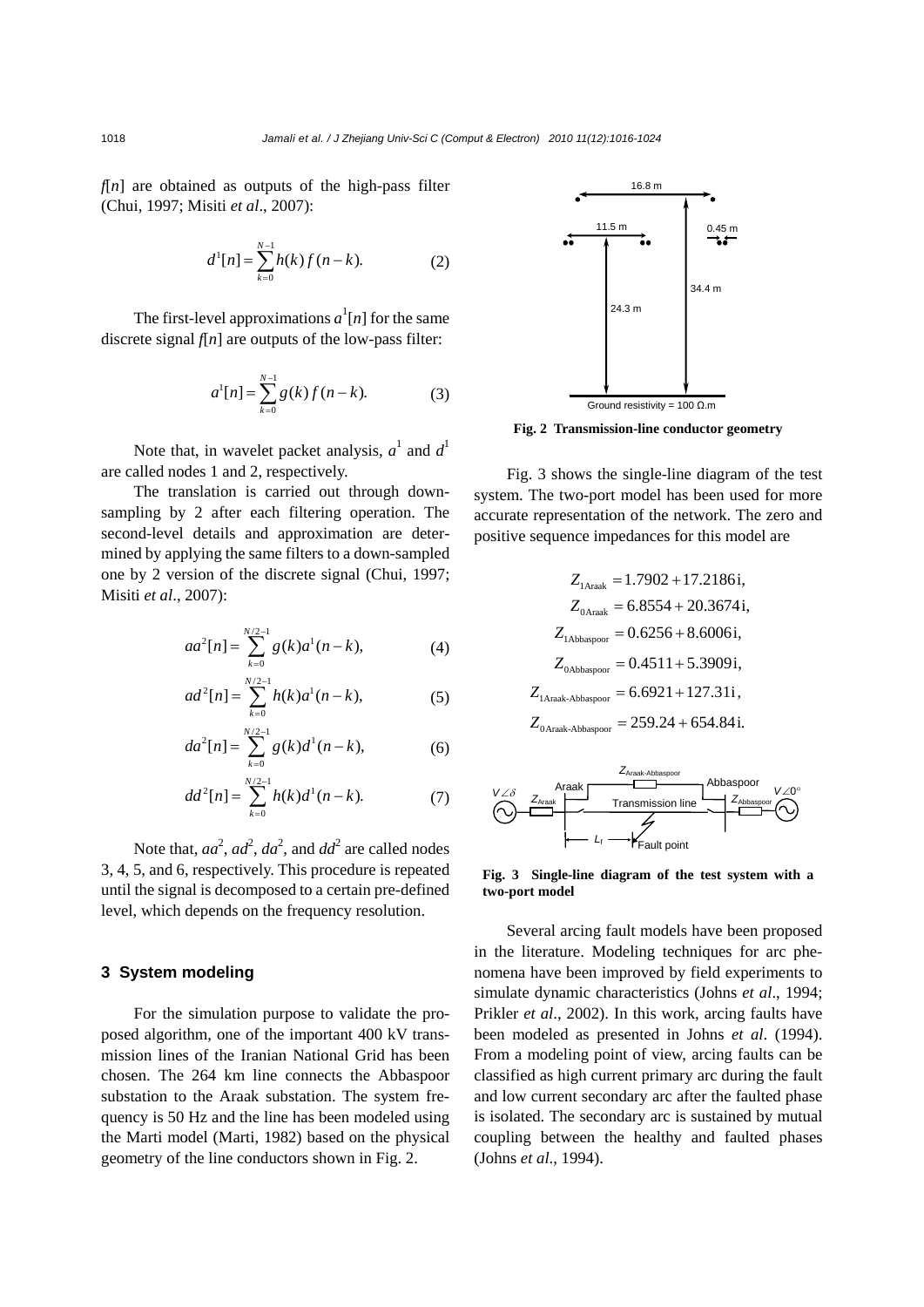$f[n]$ are obtained as outputs of the high-pass filter (Chui, 1997; Misiti *et al*., 2007):

$$d^1[n] = \sum_{k=0}^{N-1} h(k) f(n-k). \tag{2}$$

The first-level approximations $a^1[n]$ for the same discrete signal $f[n]$ are outputs of the low-pass filter:

$$a^1[n] = \sum_{k=0}^{N-1} g(k) f(n-k). \tag{3}$$

Note that, in wavelet packet analysis, $a^1$ and $d^1$ are called nodes 1 and 2, respectively.

The translation is carried out through down-sampling by 2 after each filtering operation. The second-level details and approximation are determined by applying the same filters to a down-sampled one by 2 version of the discrete signal (Chui, 1997; Misiti *et al*., 2007):

$$aa^2[n] = \sum_{k=0}^{N/2-1} g(k) a^1(n-k), \tag{4}$$

$$ad^2[n] = \sum_{k=0}^{N/2-1} h(k) a^1(n-k), \tag{5}$$

$$da^2[n] = \sum_{k=0}^{N/2-1} g(k) d^1(n-k), \tag{6}$$

$$dd^2[n] = \sum_{k=0}^{N/2-1} h(k) d^1(n-k). \tag{7}$$

Note that, $aa^2$, $ad^2$, $da^2$, and $dd^2$ are called nodes 3, 4, 5, and 6, respectively. This procedure is repeated until the signal is decomposed to a certain pre-defined level, which depends on the frequency resolution.

## 3 System modeling

For the simulation purpose to validate the proposed algorithm, one of the important 400 kV transmission lines of the Iranian National Grid has been chosen. The 264 km line connects the Abbaspoor substation to the Araak substation. The system frequency is 50 Hz and the line has been modeled using the Marti model (Marti, 1982) based on the physical geometry of the line conductors shown in Fig. 2.

16.8 m

11.5 m

0.45 m

34.4 m

24.3 m

Ground resistivity = 100 Ω.m

**Fig. 2 Transmission-line conductor geometry**

Fig. 3 shows the single-line diagram of the test system. The two-port model has been used for more accurate representation of the network. The zero and positive sequence impedances for this model are

$$Z_{1\text{Araak}} = 1.7902 + 17.2186\text{i},$$
$$Z_{0\text{Araak}} = 6.8554 + 20.3674\text{i},$$
$$Z_{1\text{Abbaspoor}} = 0.6256 + 8.6006\text{i},$$
$$Z_{0\text{Abbaspoor}} = 0.4511 + 5.3909\text{i},$$
$$Z_{1\text{Araak-Abbaspoor}} = 6.6921 + 127.31\text{i},$$
$$Z_{0\text{Araak-Abbaspoor}} = 259.24 + 654.84\text{i}.$$

$Z_{\text{Araak-Abbaspoor}}$

Araak

Abbaspoor

$V\angle\delta$

$Z_{\text{Araak}}$

Transmission line

$Z_{\text{Abbaspoor}}$

$V\angle 0°$

$L_f$

Fault point

**Fig. 3 Single-line diagram of the test system with a two-port model**

Several arcing fault models have been proposed in the literature. Modeling techniques for arc phenomena have been improved by field experiments to simulate dynamic characteristics (Johns *et al*., 1994; Prikler *et al*., 2002). In this work, arcing faults have been modeled as presented in Johns *et al*. (1994). From a modeling point of view, arcing faults can be classified as high current primary arc during the fault and low current secondary arc after the faulted phase is isolated. The secondary arc is sustained by mutual coupling between the healthy and faulted phases (Johns *et al*., 1994).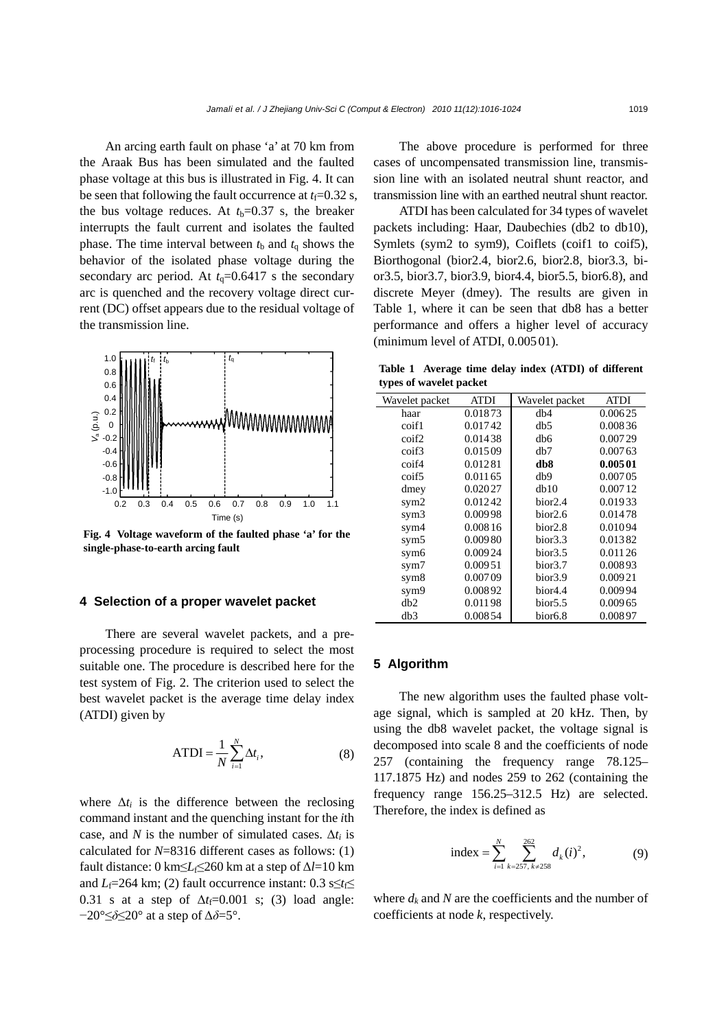An arcing earth fault on phase 'a' at 70 km from the Araak Bus has been simulated and the faulted phase voltage at this bus is illustrated in Fig. 4. It can be seen that following the fault occurrence at $t_f$=0.32 s, the bus voltage reduces. At $t_b$=0.37 s, the breaker interrupts the fault current and isolates the faulted phase. The time interval between $t_b$ and $t_q$ shows the behavior of the isolated phase voltage during the secondary arc period. At $t_q$=0.6417 s the secondary arc is quenched and the recovery voltage direct current (DC) offset appears due to the residual voltage of the transmission line.

$t_f$ $t_b$ $t_q$
1.0
0.8
0.6
0.4
0.2
0
-0.2
-0.4
-0.6
-0.8
-1.0
$V_a$ (p.u.)
0.2 0.3 0.4 0.5 0.6 0.7 0.8 0.9 1.0 1.1
Time (s)

**Fig. 4 Voltage waveform of the faulted phase 'a' for the single-phase-to-earth arcing fault**

## 4 Selection of a proper wavelet packet

There are several wavelet packets, and a pre-processing procedure is required to select the most suitable one. The procedure is described here for the test system of Fig. 2. The criterion used to select the best wavelet packet is the average time delay index (ATDI) given by

$$\text{ATDI} = \frac{1}{N}\sum_{i=1}^{N}\Delta t_i, \tag{8}$$

where $\Delta t_i$ is the difference between the reclosing command instant and the quenching instant for the $i$th case, and $N$ is the number of simulated cases. $\Delta t_i$ is calculated for $N$=8316 different cases as follows: (1) fault distance: 0 km≤$L_f$≤260 km at a step of $\Delta l$=10 km and $L_f$=264 km; (2) fault occurrence instant: 0.3 s≤$t_f$≤ 0.31 s at a step of $\Delta t_f$=0.001 s; (3) load angle: −20°≤$\delta$≤20° at a step of $\Delta\delta$=5°.

The above procedure is performed for three cases of uncompensated transmission line, transmission line with an isolated neutral shunt reactor, and transmission line with an earthed neutral shunt reactor.

ATDI has been calculated for 34 types of wavelet packets including: Haar, Daubechies (db2 to db10), Symlets (sym2 to sym9), Coiflets (coif1 to coif5), Biorthogonal (bior2.4, bior2.6, bior2.8, bior3.3, bior3.5, bior3.7, bior3.9, bior4.4, bior5.5, bior6.8), and discrete Meyer (dmey). The results are given in Table 1, where it can be seen that db8 has a better performance and offers a higher level of accuracy (minimum level of ATDI, 0.005 01).

**Table 1 Average time delay index (ATDI) of different types of wavelet packet**

| Wavelet packet | ATDI | Wavelet packet | ATDI |
|---|---|---|---|
| haar | 0.018 73 | db4 | 0.006 25 |
| coif1 | 0.017 42 | db5 | 0.008 36 |
| coif2 | 0.014 38 | db6 | 0.007 29 |
| coif3 | 0.015 09 | db7 | 0.007 63 |
| coif4 | 0.012 81 | **db8** | **0.005 01** |
| coif5 | 0.011 65 | db9 | 0.007 05 |
| dmey | 0.020 27 | db10 | 0.007 12 |
| sym2 | 0.012 42 | bior2.4 | 0.019 33 |
| sym3 | 0.009 98 | bior2.6 | 0.014 78 |
| sym4 | 0.008 16 | bior2.8 | 0.010 94 |
| sym5 | 0.009 80 | bior3.3 | 0.013 82 |
| sym6 | 0.009 24 | bior3.5 | 0.011 26 |
| sym7 | 0.009 51 | bior3.7 | 0.008 93 |
| sym8 | 0.007 09 | bior3.9 | 0.009 21 |
| sym9 | 0.008 92 | bior4.4 | 0.009 94 |
| db2 | 0.011 98 | bior5.5 | 0.009 65 |
| db3 | 0.008 54 | bior6.8 | 0.008 97 |

## 5 Algorithm

The new algorithm uses the faulted phase voltage signal, which is sampled at 20 kHz. Then, by using the db8 wavelet packet, the voltage signal is decomposed into scale 8 and the coefficients of node 257 (containing the frequency range 78.125–117.1875 Hz) and nodes 259 to 262 (containing the frequency range 156.25–312.5 Hz) are selected. Therefore, the index is defined as

$$\text{index} = \sum_{i=1}^{N}\sum_{k=257,\, k\neq 258}^{262} d_k(i)^2, \tag{9}$$

where $d_k$ and $N$ are the coefficients and the number of coefficients at node $k$, respectively.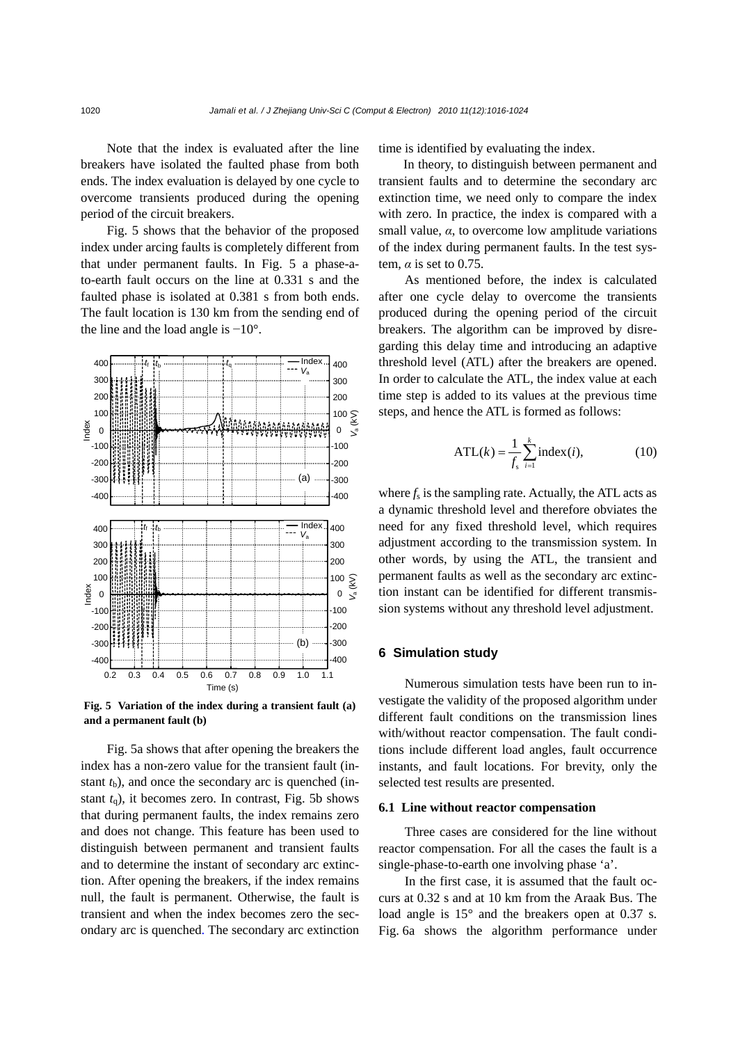Note that the index is evaluated after the line breakers have isolated the faulted phase from both ends. The index evaluation is delayed by one cycle to overcome transients produced during the opening period of the circuit breakers.

Fig. 5 shows that the behavior of the proposed index under arcing faults is completely different from that under permanent faults. In Fig. 5 a phase-a-to-earth fault occurs on the line at 0.331 s and the faulted phase is isolated at 0.381 s from both ends. The fault location is 130 km from the sending end of the line and the load angle is −10°.

400
300
200
100
0
-100
-200
-300
-400
Index
$t_f$ $t_b$ $t_q$
Index
$V_a$
400
300
200
100
0
-100
-200
-300
-400
$V_a$ (kV)
(a)

400
300
200
100
0
-100
-200
-300
-400
Index
$t_f$ $t_b$
Index
$V_a$
400
300
200
100
0
-100
-200
-300
-400
$V_a$ (kV)
(b)
0.2 0.3 0.4 0.5 0.6 0.7 0.8 0.9 1.0 1.1
Time (s)

**Fig. 5 Variation of the index during a transient fault (a) and a permanent fault (b)**

Fig. 5a shows that after opening the breakers the index has a non-zero value for the transient fault (instant $t_b$), and once the secondary arc is quenched (instant $t_q$), it becomes zero. In contrast, Fig. 5b shows that during permanent faults, the index remains zero and does not change. This feature has been used to distinguish between permanent and transient faults and to determine the instant of secondary arc extinction. After opening the breakers, if the index remains null, the fault is permanent. Otherwise, the fault is transient and when the index becomes zero the secondary arc is quenched. The secondary arc extinction time is identified by evaluating the index.

In theory, to distinguish between permanent and transient faults and to determine the secondary arc extinction time, we need only to compare the index with zero. In practice, the index is compared with a small value, $\alpha$, to overcome low amplitude variations of the index during permanent faults. In the test system, $\alpha$ is set to 0.75.

As mentioned before, the index is calculated after one cycle delay to overcome the transients produced during the opening period of the circuit breakers. The algorithm can be improved by disregarding this delay time and introducing an adaptive threshold level (ATL) after the breakers are opened. In order to calculate the ATL, the index value at each time step is added to its values at the previous time steps, and hence the ATL is formed as follows:

$$\mathrm{ATL}(k) = \frac{1}{f_s}\sum_{i=1}^{k}\mathrm{index}(i), \tag{10}$$

where $f_s$ is the sampling rate. Actually, the ATL acts as a dynamic threshold level and therefore obviates the need for any fixed threshold level, which requires adjustment according to the transmission system. In other words, by using the ATL, the transient and permanent faults as well as the secondary arc extinction instant can be identified for different transmission systems without any threshold level adjustment.

## 6 Simulation study

Numerous simulation tests have been run to investigate the validity of the proposed algorithm under different fault conditions on the transmission lines with/without reactor compensation. The fault conditions include different load angles, fault occurrence instants, and fault locations. For brevity, only the selected test results are presented.

### 6.1 Line without reactor compensation

Three cases are considered for the line without reactor compensation. For all the cases the fault is a single-phase-to-earth one involving phase 'a'.

In the first case, it is assumed that the fault occurs at 0.32 s and at 10 km from the Araak Bus. The load angle is 15° and the breakers open at 0.37 s. Fig. 6a shows the algorithm performance under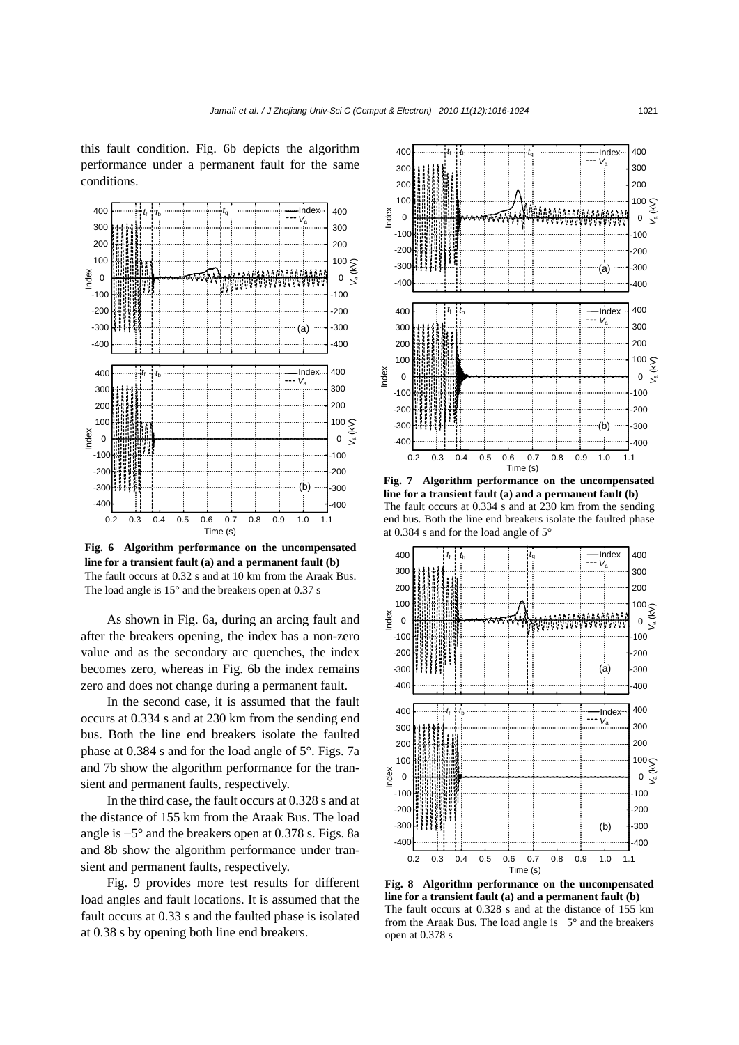this fault condition. Fig. 6b depicts the algorithm performance under a permanent fault for the same conditions.

400 Index 400
300 $V_a$ 300
200 200
100 100
0 0
-100 -100
-200 -200
-300 (a) -300
-400 -400
$t_f$ $t_b$ $t_q$
Index
$V_a$ (kV)

400 Index 400
300 $V_a$ 300
200 200
100 100
0 0
-100 -100
-200 -200
-300 (b) -300
-400 -400
$t_f$ $t_b$
Index
$V_a$ (kV)
0.2 0.3 0.4 0.5 0.6 0.7 0.8 0.9 1.0 1.1
Time (s)

**Fig. 6 Algorithm performance on the uncompensated line for a transient fault (a) and a permanent fault (b)**
The fault occurs at 0.32 s and at 10 km from the Araak Bus. The load angle is 15° and the breakers open at 0.37 s

As shown in Fig. 6a, during an arcing fault and after the breakers opening, the index has a non-zero value and as the secondary arc quenches, the index becomes zero, whereas in Fig. 6b the index remains zero and does not change during a permanent fault.

In the second case, it is assumed that the fault occurs at 0.334 s and at 230 km from the sending end bus. Both the line end breakers isolate the faulted phase at 0.384 s and for the load angle of 5°. Figs. 7a and 7b show the algorithm performance for the transient and permanent faults, respectively.

In the third case, the fault occurs at 0.328 s and at the distance of 155 km from the Araak Bus. The load angle is −5° and the breakers open at 0.378 s. Figs. 8a and 8b show the algorithm performance under transient and permanent faults, respectively.

Fig. 9 provides more test results for different load angles and fault locations. It is assumed that the fault occurs at 0.33 s and the faulted phase is isolated at 0.38 s by opening both line end breakers.

400 Index 400
300 $V_a$ 300
200 200
100 100
0 0
-100 -100
-200 -200
-300 (a) -300
-400 -400
$t_f$ $t_b$ $t_q$
Index
$V_a$ (kV)

400 Index 400
300 $V_a$ 300
200 200
100 100
0 0
-100 -100
-200 -200
-300 (b) -300
-400 -400
$t_f$ $t_b$
Index
$V_a$ (kV)
0.2 0.3 0.4 0.5 0.6 0.7 0.8 0.9 1.0 1.1
Time (s)

**Fig. 7 Algorithm performance on the uncompensated line for a transient fault (a) and a permanent fault (b)**
The fault occurs at 0.334 s and at 230 km from the sending end bus. Both the line end breakers isolate the faulted phase at 0.384 s and for the load angle of 5°

400 Index 400
300 $V_a$ 300
200 200
100 100
0 0
-100 -100
-200 -200
-300 (a) -300
-400 -400
$t_f$ $t_b$ $t_q$
Index
$V_a$ (kV)

400 Index 400
300 $V_a$ 300
200 200
100 100
0 0
-100 -100
-200 -200
-300 (b) -300
-400 -400
$t_f$ $t_b$
Index
$V_a$ (kV)
0.2 0.3 0.4 0.5 0.6 0.7 0.8 0.9 1.0 1.1
Time (s)

**Fig. 8 Algorithm performance on the uncompensated line for a transient fault (a) and a permanent fault (b)**
The fault occurs at 0.328 s and at the distance of 155 km from the Araak Bus. The load angle is −5° and the breakers open at 0.378 s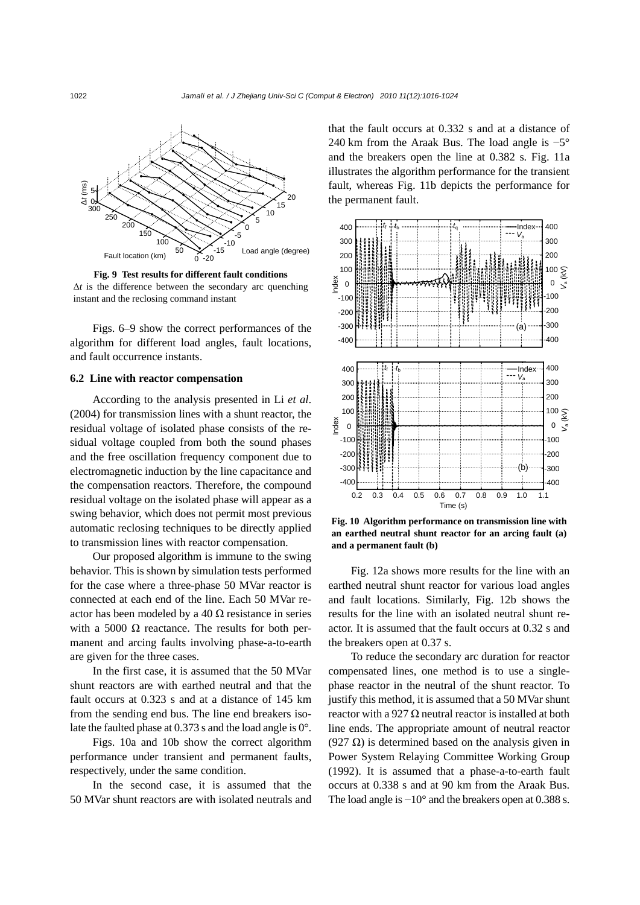Δt (ms)
5
0
300
250
200
150
100
50
0
Fault location (km)
-20
-15
-10
-5
0
5
10
15
20
Load angle (degree)

**Fig. 9 Test results for different fault conditions**
$\Delta t$ is the difference between the secondary arc quenching instant and the reclosing command instant

Figs. 6–9 show the correct performances of the algorithm for different load angles, fault locations, and fault occurrence instants.

### 6.2 Line with reactor compensation

According to the analysis presented in Li *et al*. (2004) for transmission lines with a shunt reactor, the residual voltage of isolated phase consists of the residual voltage coupled from both the sound phases and the free oscillation frequency component due to electromagnetic induction by the line capacitance and the compensation reactors. Therefore, the compound residual voltage on the isolated phase will appear as a swing behavior, which does not permit most previous automatic reclosing techniques to be directly applied to transmission lines with reactor compensation.

Our proposed algorithm is immune to the swing behavior. This is shown by simulation tests performed for the case where a three-phase 50 MVar reactor is connected at each end of the line. Each 50 MVar reactor has been modeled by a 40 Ω resistance in series with a 5000 Ω reactance. The results for both permanent and arcing faults involving phase-a-to-earth are given for the three cases.

In the first case, it is assumed that the 50 MVar shunt reactors are with earthed neutral and that the fault occurs at 0.323 s and at a distance of 145 km from the sending end bus. The line end breakers isolate the faulted phase at 0.373 s and the load angle is 0°.

Figs. 10a and 10b show the correct algorithm performance under transient and permanent faults, respectively, under the same condition.

In the second case, it is assumed that the 50 MVar shunt reactors are with isolated neutrals and that the fault occurs at 0.332 s and at a distance of 240 km from the Araak Bus. The load angle is −5° and the breakers open the line at 0.382 s. Fig. 11a illustrates the algorithm performance for the transient fault, whereas Fig. 11b depicts the performance for the permanent fault.

Index
$V_a$ (kV)
$t_f$ $t_b$ $t_q$
Index
$V_a$
400
300
200
100
0
-100
-200
-300
-400
(a)

Index
$V_a$ (kV)
$t_f$ $t_b$
Index
$V_a$
400
300
200
100
0
-100
-200
-300
-400
(b)
0.2 0.3 0.4 0.5 0.6 0.7 0.8 0.9 1.0 1.1
Time (s)

**Fig. 10 Algorithm performance on transmission line with an earthed neutral shunt reactor for an arcing fault (a) and a permanent fault (b)**

Fig. 12a shows more results for the line with an earthed neutral shunt reactor for various load angles and fault locations. Similarly, Fig. 12b shows the results for the line with an isolated neutral shunt reactor. It is assumed that the fault occurs at 0.32 s and the breakers open at 0.37 s.

To reduce the secondary arc duration for reactor compensated lines, one method is to use a single-phase reactor in the neutral of the shunt reactor. To justify this method, it is assumed that a 50 MVar shunt reactor with a 927 Ω neutral reactor is installed at both line ends. The appropriate amount of neutral reactor (927 Ω) is determined based on the analysis given in Power System Relaying Committee Working Group (1992). It is assumed that a phase-a-to-earth fault occurs at 0.338 s and at 90 km from the Araak Bus. The load angle is −10° and the breakers open at 0.388 s.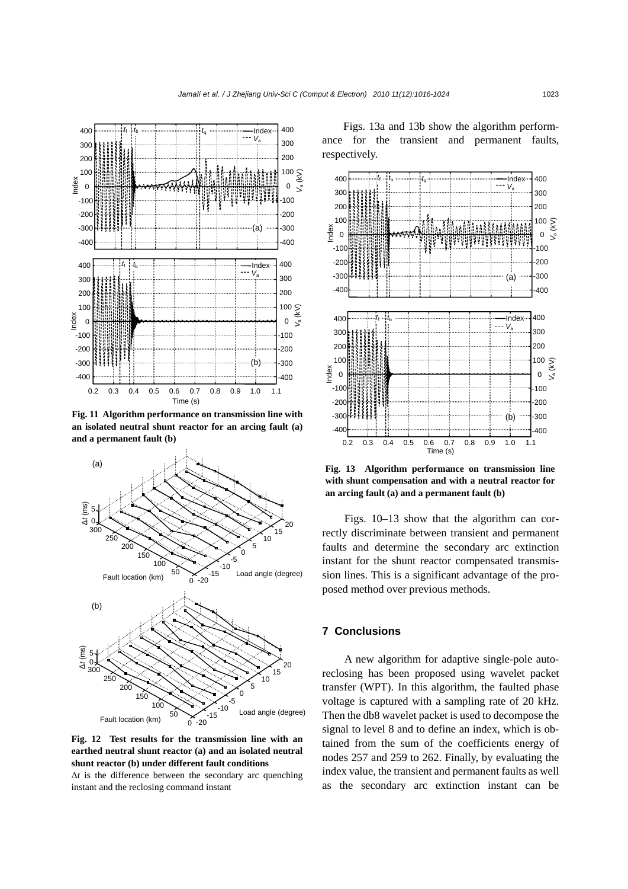Index
$V_a$
$t_f$ $t_b$ $t_q$
400
300
200
100
0
-100
-200
-300
-400
$V_a$ (kV)
(a)

Index
$V_a$
$t_f$ $t_b$
400
300
200
100
0
-100
-200
-300
-400
$V_a$ (kV)
(b)
0.2 0.3 0.4 0.5 0.6 0.7 0.8 0.9 1.0 1.1
Time (s)

**Fig. 11 Algorithm performance on transmission line with an isolated neutral shunt reactor for an arcing fault (a) and a permanent fault (b)**

(a)
$\Delta t$ (ms)
5
0
300 250 200 150 100 50 0
Fault location (km)
-20 -15 -10 -5 0 5 10 15 20
Load angle (degree)

(b)
$\Delta t$ (ms)
5
0
300 250 200 150 100 50 0
Fault location (km)
-20 -15 -10 -5 0 5 10 15 20
Load angle (degree)

**Fig. 12 Test results for the transmission line with an earthed neutral shunt reactor (a) and an isolated neutral shunt reactor (b) under different fault conditions**

$\Delta t$ is the difference between the secondary arc quenching instant and the reclosing command instant

Figs. 13a and 13b show the algorithm performance for the transient and permanent faults, respectively.

Index
$V_a$
$t_f$ $t_b$ $t_q$
400
300
200
100
0
-100
-200
-300
-400
$V_a$ (kV)
(a)

Index
$V_a$
$t_f$ $t_b$
400
300
200
100
0
-100
-200
-300
-400
$V_a$ (kV)
(b)
0.2 0.3 0.4 0.5 0.6 0.7 0.8 0.9 1.0 1.1
Time (s)

**Fig. 13 Algorithm performance on transmission line with shunt compensation and with a neutral reactor for an arcing fault (a) and a permanent fault (b)**

Figs. 10–13 show that the algorithm can correctly discriminate between transient and permanent faults and determine the secondary arc extinction instant for the shunt reactor compensated transmission lines. This is a significant advantage of the proposed method over previous methods.

## 7 Conclusions

A new algorithm for adaptive single-pole autoreclosing has been proposed using wavelet packet transfer (WPT). In this algorithm, the faulted phase voltage is captured with a sampling rate of 20 kHz. Then the db8 wavelet packet is used to decompose the signal to level 8 and to define an index, which is obtained from the sum of the coefficients energy of nodes 257 and 259 to 262. Finally, by evaluating the index value, the transient and permanent faults as well as the secondary arc extinction instant can be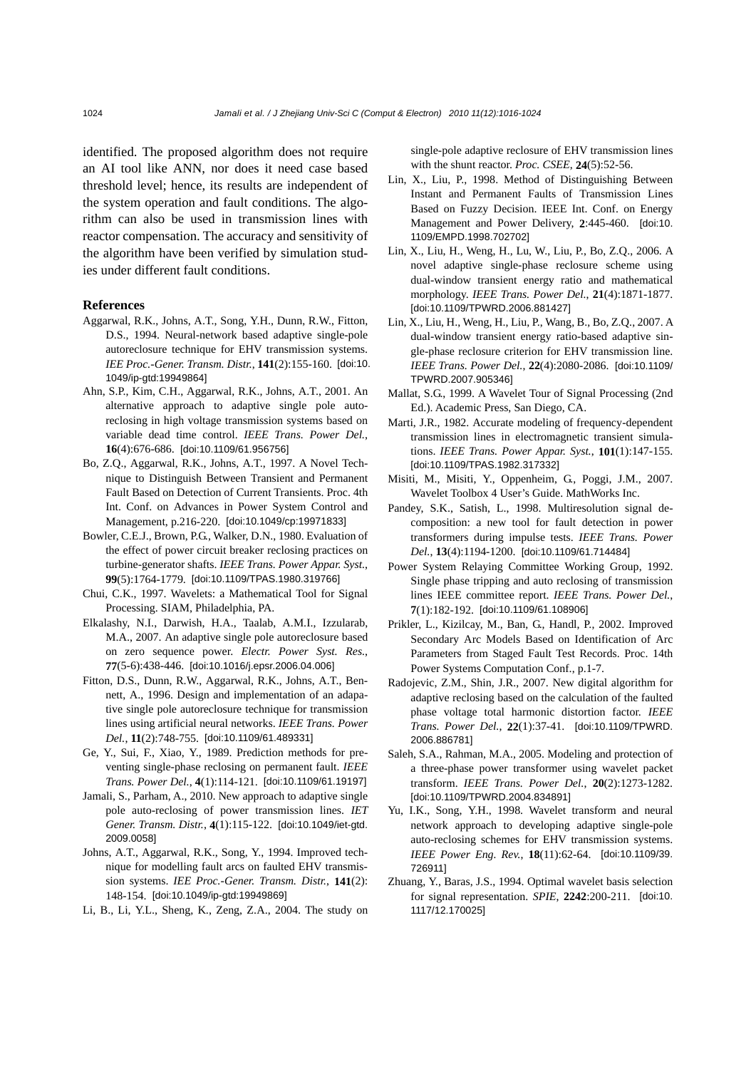identified. The proposed algorithm does not require an AI tool like ANN, nor does it need case based threshold level; hence, its results are independent of the system operation and fault conditions. The algorithm can also be used in transmission lines with reactor compensation. The accuracy and sensitivity of the algorithm have been verified by simulation studies under different fault conditions.

## References

Aggarwal, R.K., Johns, A.T., Song, Y.H., Dunn, R.W., Fitton, D.S., 1994. Neural-network based adaptive single-pole autoreclosure technique for EHV transmission systems. *IEE Proc.-Gener. Transm. Distr.*, **141**(2):155-160. [doi:10.1049/ip-gtd:19949864]

Ahn, S.P., Kim, C.H., Aggarwal, R.K., Johns, A.T., 2001. An alternative approach to adaptive single pole auto-reclosing in high voltage transmission systems based on variable dead time control. *IEEE Trans. Power Del.*, **16**(4):676-686. [doi:10.1109/61.956756]

Bo, Z.Q., Aggarwal, R.K., Johns, A.T., 1997. A Novel Technique to Distinguish Between Transient and Permanent Fault Based on Detection of Current Transients. Proc. 4th Int. Conf. on Advances in Power System Control and Management, p.216-220. [doi:10.1049/cp:19971833]

Bowler, C.E.J., Brown, P.G., Walker, D.N., 1980. Evaluation of the effect of power circuit breaker reclosing practices on turbine-generator shafts. *IEEE Trans. Power Appar. Syst.*, **99**(5):1764-1779. [doi:10.1109/TPAS.1980.319766]

Chui, C.K., 1997. Wavelets: a Mathematical Tool for Signal Processing. SIAM, Philadelphia, PA.

Elkalashy, N.I., Darwish, H.A., Taalab, A.M.I., Izzularab, M.A., 2007. An adaptive single pole autoreclosure based on zero sequence power. *Electr. Power Syst. Res.*, **77**(5-6):438-446. [doi:10.1016/j.epsr.2006.04.006]

Fitton, D.S., Dunn, R.W., Aggarwal, R.K., Johns, A.T., Bennett, A., 1996. Design and implementation of an adapative single pole autoreclosure technique for transmission lines using artificial neural networks. *IEEE Trans. Power Del.*, **11**(2):748-755. [doi:10.1109/61.489331]

Ge, Y., Sui, F., Xiao, Y., 1989. Prediction methods for preventing single-phase reclosing on permanent fault. *IEEE Trans. Power Del.*, **4**(1):114-121. [doi:10.1109/61.19197]

Jamali, S., Parham, A., 2010. New approach to adaptive single pole auto-reclosing of power transmission lines. *IET Gener. Transm. Distr.*, **4**(1):115-122. [doi:10.1049/iet-gtd.2009.0058]

Johns, A.T., Aggarwal, R.K., Song, Y., 1994. Improved technique for modelling fault arcs on faulted EHV transmission systems. *IEE Proc.-Gener. Transm. Distr.*, **141**(2):148-154. [doi:10.1049/ip-gtd:19949869]

Li, B., Li, Y.L., Sheng, K., Zeng, Z.A., 2004. The study on single-pole adaptive reclosure of EHV transmission lines with the shunt reactor. *Proc. CSEE*, **24**(5):52-56.

Lin, X., Liu, P., 1998. Method of Distinguishing Between Instant and Permanent Faults of Transmission Lines Based on Fuzzy Decision. IEEE Int. Conf. on Energy Management and Power Delivery, **2**:445-460. [doi:10.1109/EMPD.1998.702702]

Lin, X., Liu, H., Weng, H., Lu, W., Liu, P., Bo, Z.Q., 2006. A novel adaptive single-phase reclosure scheme using dual-window transient energy ratio and mathematical morphology. *IEEE Trans. Power Del.*, **21**(4):1871-1877. [doi:10.1109/TPWRD.2006.881427]

Lin, X., Liu, H., Weng, H., Liu, P., Wang, B., Bo, Z.Q., 2007. A dual-window transient energy ratio-based adaptive single-phase reclosure criterion for EHV transmission line. *IEEE Trans. Power Del.*, **22**(4):2080-2086. [doi:10.1109/TPWRD.2007.905346]

Mallat, S.G., 1999. A Wavelet Tour of Signal Processing (2nd Ed.). Academic Press, San Diego, CA.

Marti, J.R., 1982. Accurate modeling of frequency-dependent transmission lines in electromagnetic transient simulations. *IEEE Trans. Power Appar. Syst.*, **101**(1):147-155. [doi:10.1109/TPAS.1982.317332]

Misiti, M., Misiti, Y., Oppenheim, G., Poggi, J.M., 2007. Wavelet Toolbox 4 User's Guide. MathWorks Inc.

Pandey, S.K., Satish, L., 1998. Multiresolution signal decomposition: a new tool for fault detection in power transformers during impulse tests. *IEEE Trans. Power Del.*, **13**(4):1194-1200. [doi:10.1109/61.714484]

Power System Relaying Committee Working Group, 1992. Single phase tripping and auto reclosing of transmission lines IEEE committee report. *IEEE Trans. Power Del.*, **7**(1):182-192. [doi:10.1109/61.108906]

Prikler, L., Kizilcay, M., Ban, G., Handl, P., 2002. Improved Secondary Arc Models Based on Identification of Arc Parameters from Staged Fault Test Records. Proc. 14th Power Systems Computation Conf., p.1-7.

Radojevic, Z.M., Shin, J.R., 2007. New digital algorithm for adaptive reclosing based on the calculation of the faulted phase voltage total harmonic distortion factor. *IEEE Trans. Power Del.*, **22**(1):37-41. [doi:10.1109/TPWRD.2006.886781]

Saleh, S.A., Rahman, M.A., 2005. Modeling and protection of a three-phase power transformer using wavelet packet transform. *IEEE Trans. Power Del.*, **20**(2):1273-1282. [doi:10.1109/TPWRD.2004.834891]

Yu, I.K., Song, Y.H., 1998. Wavelet transform and neural network approach to developing adaptive single-pole auto-reclosing schemes for EHV transmission systems. *IEEE Power Eng. Rev.*, **18**(11):62-64. [doi:10.1109/39.726911]

Zhuang, Y., Baras, J.S., 1994. Optimal wavelet basis selection for signal representation. *SPIE*, **2242**:200-211. [doi:10.1117/12.170025]